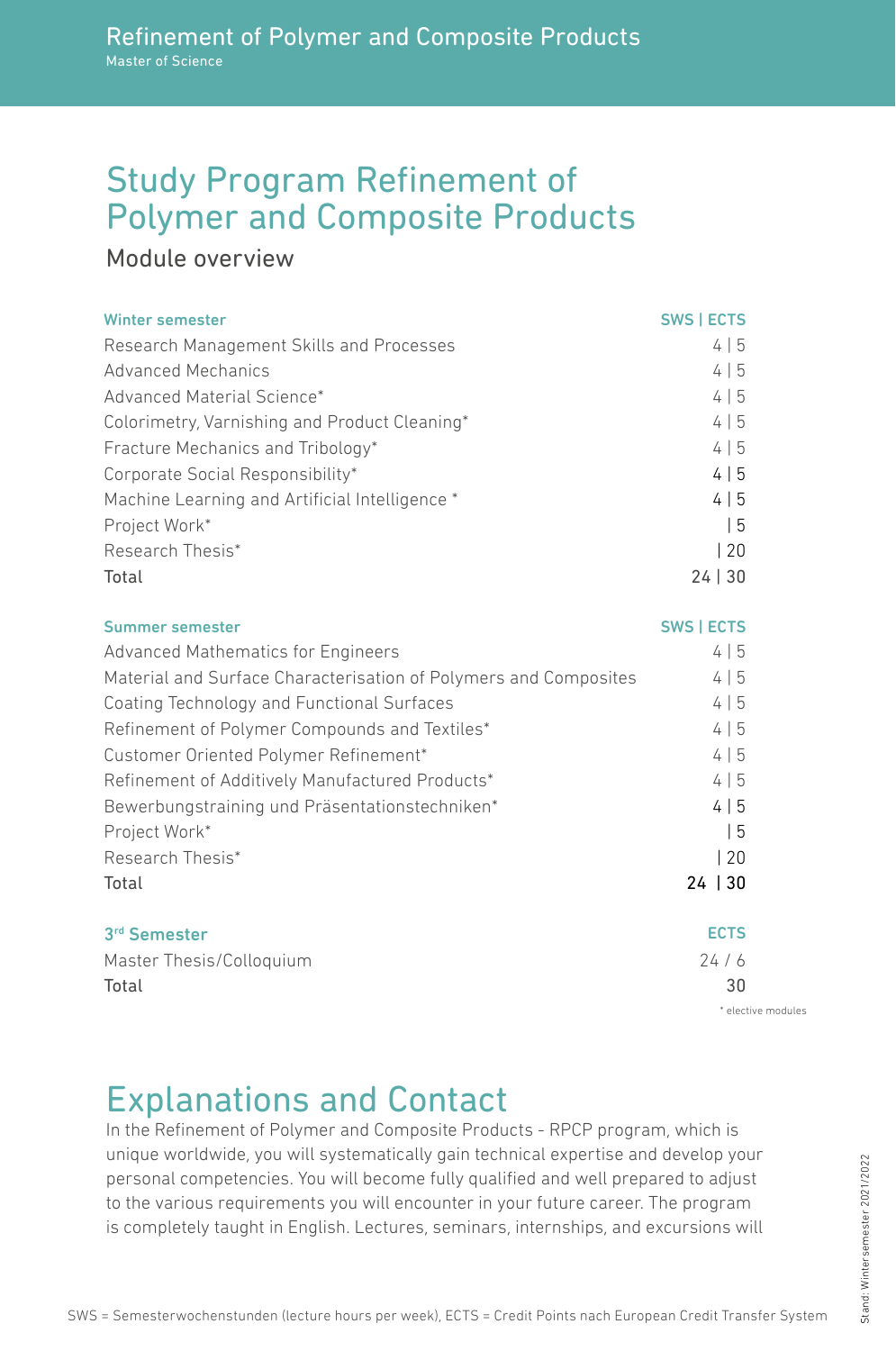Refinement of Polymer and Composite Products
Master of Science

# Study Program Refinement of Polymer and Composite Products

## Module overview

| Winter semester | SWS \| ECTS |
|---|---|
| Research Management Skills and Processes | 4 \| 5 |
| Advanced Mechanics | 4 \| 5 |
| Advanced Material Science* | 4 \| 5 |
| Colorimetry, Varnishing and Product Cleaning* | 4 \| 5 |
| Fracture Mechanics and Tribology* | 4 \| 5 |
| Corporate Social Responsibility* | 4 \| 5 |
| Machine Learning and Artificial Intelligence * | 4 \| 5 |
| Project Work* | \| 5 |
| Research Thesis* | \| 20 |
| Total | 24 \| 30 |

| Summer semester | SWS \| ECTS |
|---|---|
| Advanced Mathematics for Engineers | 4 \| 5 |
| Material and Surface Characterisation of Polymers and Composites | 4 \| 5 |
| Coating Technology and Functional Surfaces | 4 \| 5 |
| Refinement of Polymer Compounds and Textiles* | 4 \| 5 |
| Customer Oriented Polymer Refinement* | 4 \| 5 |
| Refinement of Additively Manufactured Products* | 4 \| 5 |
| Bewerbungstraining und Präsentationstechniken* | 4 \| 5 |
| Project Work* | \| 5 |
| Research Thesis* | \| 20 |
| **Total** | **24 \| 30** |

| 3rd Semester | ECTS |
|---|---|
| Master Thesis/Colloquium | 24 / 6 |
| Total | 30 |

* elective modules

# Explanations and Contact

In the Refinement of Polymer and Composite Products - RPCP program, which is unique worldwide, you will systematically gain technical expertise and develop your personal competencies. You will become fully qualified and well prepared to adjust to the various requirements you will encounter in your future career. The program is completely taught in English. Lectures, seminars, internships, and excursions will

SWS = Semesterwochenstunden (lecture hours per week), ECTS = Credit Points nach European Credit Transfer System

Stand: Wintersemester 2021/2022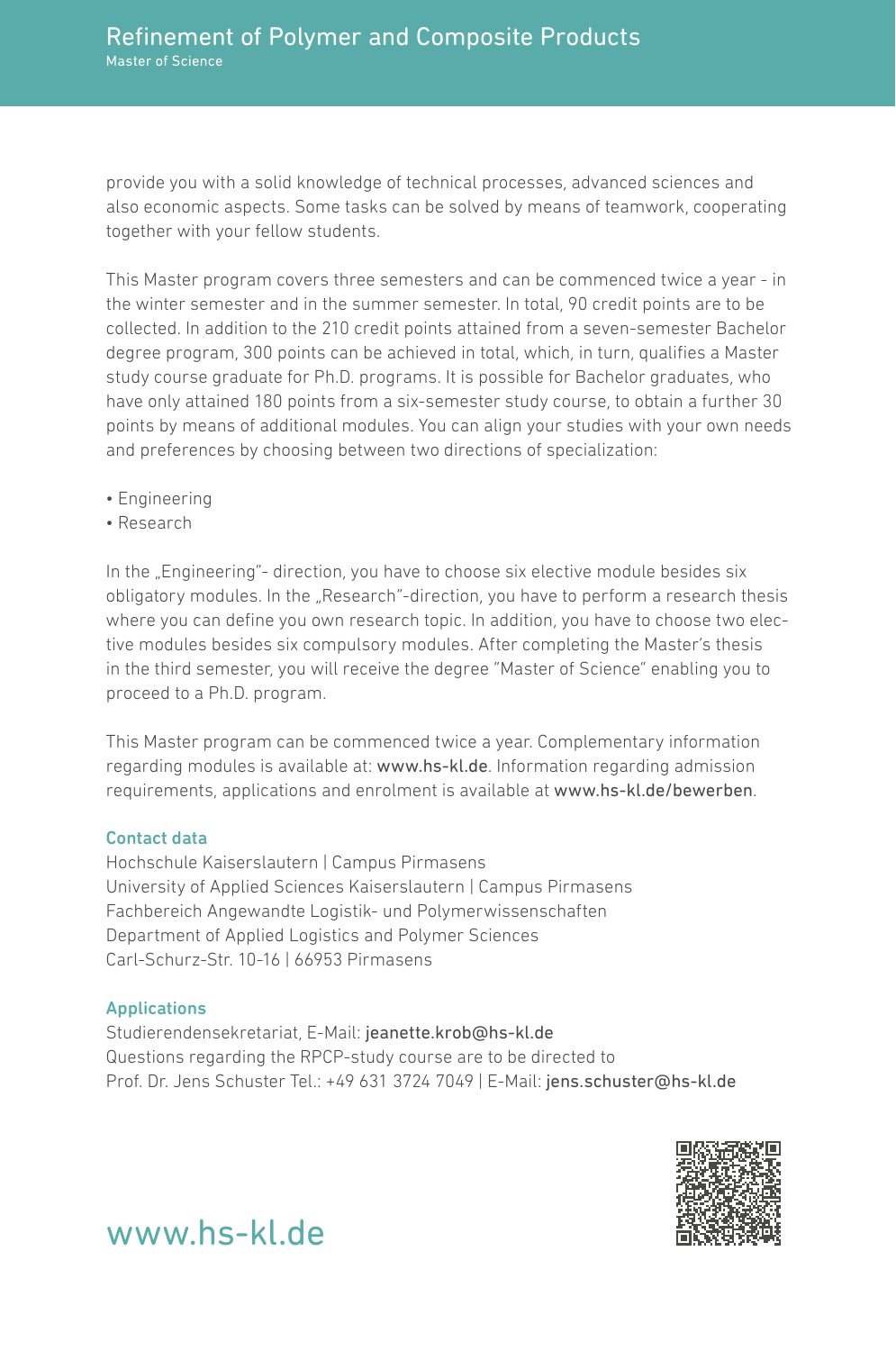provide you with a solid knowledge of technical processes, advanced sciences and also economic aspects. Some tasks can be solved by means of teamwork, cooperating together with your fellow students.

This Master program covers three semesters and can be commenced twice a year - in the winter semester and in the summer semester. In total, 90 credit points are to be collected. In addition to the 210 credit points attained from a seven-semester Bachelor degree program, 300 points can be achieved in total, which, in turn, qualifies a Master study course graduate for Ph.D. programs. It is possible for Bachelor graduates, who have only attained 180 points from a six-semester study course, to obtain a further 30 points by means of additional modules. You can align your studies with your own needs and preferences by choosing between two directions of specialization:

- Engineering
- Research

In the „Engineering"- direction, you have to choose six elective module besides six obligatory modules. In the „Research"-direction, you have to perform a research thesis where you can define you own research topic. In addition, you have to choose two elective modules besides six compulsory modules. After completing the Master's thesis in the third semester, you will receive the degree "Master of Science" enabling you to proceed to a Ph.D. program.

This Master program can be commenced twice a year. Complementary information regarding modules is available at: www.hs-kl.de. Information regarding admission requirements, applications and enrolment is available at www.hs-kl.de/bewerben.

### Contact data

Hochschule Kaiserslautern | Campus Pirmasens
University of Applied Sciences Kaiserslautern | Campus Pirmasens
Fachbereich Angewandte Logistik- und Polymerwissenschaften
Department of Applied Logistics and Polymer Sciences
Carl-Schurz-Str. 10-16 | 66953 Pirmasens

### Applications

Studierendensekretariat, E-Mail: jeanette.krob@hs-kl.de
Questions regarding the RPCP-study course are to be directed to
Prof. Dr. Jens Schuster Tel.: +49 631 3724 7049 | E-Mail: jens.schuster@hs-kl.de

www.hs-kl.de